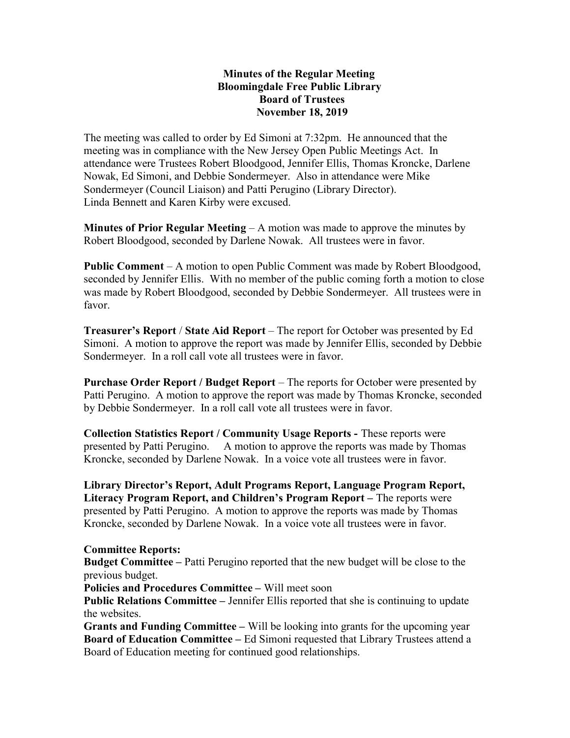**Minutes of the Regular Meeting**
**Bloomingdale Free Public Library**
**Board of Trustees**
**November 18, 2019**

The meeting was called to order by Ed Simoni at 7:32pm. He announced that the meeting was in compliance with the New Jersey Open Public Meetings Act. In attendance were Trustees Robert Bloodgood, Jennifer Ellis, Thomas Kroncke, Darlene Nowak, Ed Simoni, and Debbie Sondermeyer. Also in attendance were Mike Sondermeyer (Council Liaison) and Patti Perugino (Library Director). Linda Bennett and Karen Kirby were excused.

**Minutes of Prior Regular Meeting** – A motion was made to approve the minutes by Robert Bloodgood, seconded by Darlene Nowak. All trustees were in favor.

**Public Comment** – A motion to open Public Comment was made by Robert Bloodgood, seconded by Jennifer Ellis. With no member of the public coming forth a motion to close was made by Robert Bloodgood, seconded by Debbie Sondermeyer. All trustees were in favor.

**Treasurer's Report** / **State Aid Report** – The report for October was presented by Ed Simoni. A motion to approve the report was made by Jennifer Ellis, seconded by Debbie Sondermeyer. In a roll call vote all trustees were in favor.

**Purchase Order Report / Budget Report** – The reports for October were presented by Patti Perugino. A motion to approve the report was made by Thomas Kroncke, seconded by Debbie Sondermeyer. In a roll call vote all trustees were in favor.

**Collection Statistics Report / Community Usage Reports -** These reports were presented by Patti Perugino. A motion to approve the reports was made by Thomas Kroncke, seconded by Darlene Nowak. In a voice vote all trustees were in favor.

**Library Director's Report, Adult Programs Report, Language Program Report, Literacy Program Report, and Children's Program Report –** The reports were presented by Patti Perugino. A motion to approve the reports was made by Thomas Kroncke, seconded by Darlene Nowak. In a voice vote all trustees were in favor.

**Committee Reports:**

**Budget Committee –** Patti Perugino reported that the new budget will be close to the previous budget.

**Policies and Procedures Committee –** Will meet soon

**Public Relations Committee –** Jennifer Ellis reported that she is continuing to update the websites.

**Grants and Funding Committee –** Will be looking into grants for the upcoming year

**Board of Education Committee –** Ed Simoni requested that Library Trustees attend a Board of Education meeting for continued good relationships.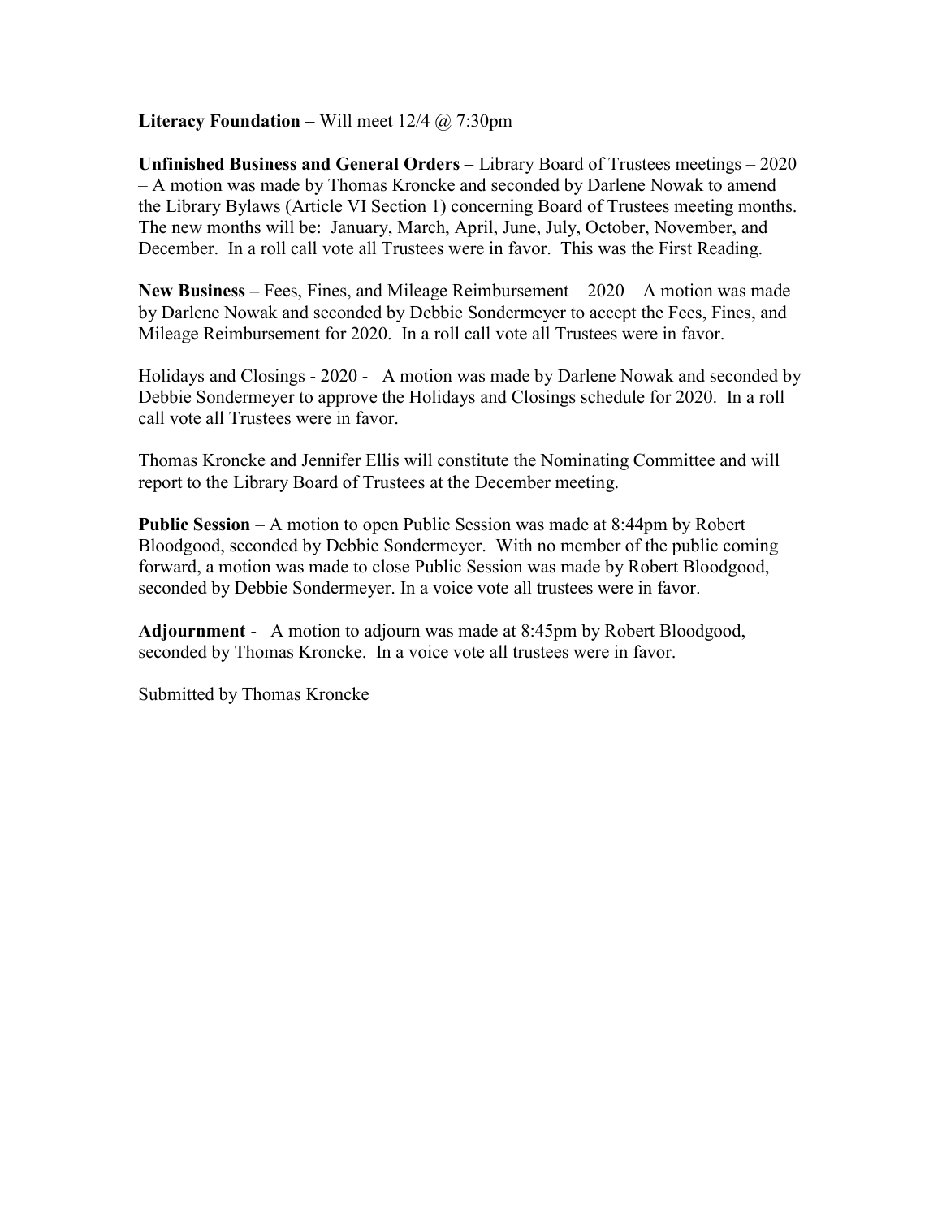**Literacy Foundation –** Will meet 12/4 @ 7:30pm

**Unfinished Business and General Orders –** Library Board of Trustees meetings – 2020 – A motion was made by Thomas Kroncke and seconded by Darlene Nowak to amend the Library Bylaws (Article VI Section 1) concerning Board of Trustees meeting months. The new months will be: January, March, April, June, July, October, November, and December. In a roll call vote all Trustees were in favor. This was the First Reading.

**New Business –** Fees, Fines, and Mileage Reimbursement – 2020 – A motion was made by Darlene Nowak and seconded by Debbie Sondermeyer to accept the Fees, Fines, and Mileage Reimbursement for 2020. In a roll call vote all Trustees were in favor.

Holidays and Closings - 2020 - A motion was made by Darlene Nowak and seconded by Debbie Sondermeyer to approve the Holidays and Closings schedule for 2020. In a roll call vote all Trustees were in favor.

Thomas Kroncke and Jennifer Ellis will constitute the Nominating Committee and will report to the Library Board of Trustees at the December meeting.

**Public Session** – A motion to open Public Session was made at 8:44pm by Robert Bloodgood, seconded by Debbie Sondermeyer. With no member of the public coming forward, a motion was made to close Public Session was made by Robert Bloodgood, seconded by Debbie Sondermeyer. In a voice vote all trustees were in favor.

**Adjournment** - A motion to adjourn was made at 8:45pm by Robert Bloodgood, seconded by Thomas Kroncke. In a voice vote all trustees were in favor.

Submitted by Thomas Kroncke